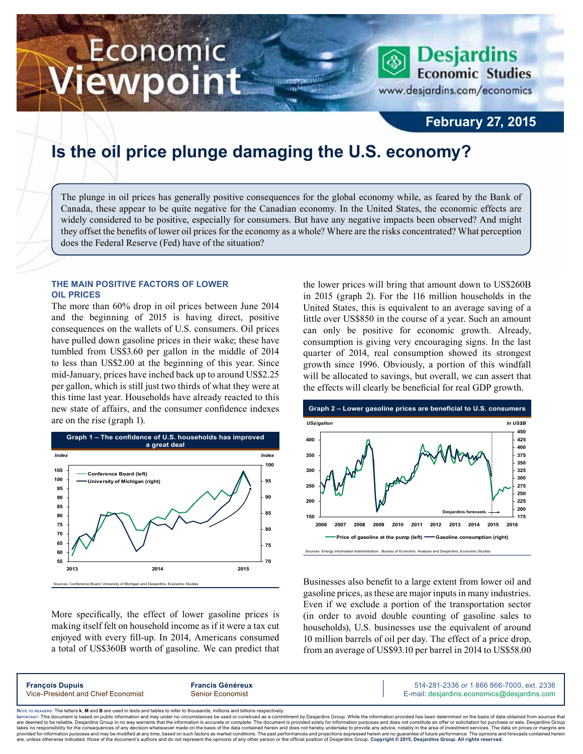# Is the oil price plunge damaging the U.S. economy?

February 27, 2015

The plunge in oil prices has generally positive consequences for the global economy while, as feared by the Bank of Canada, these appear to be quite negative for the Canadian economy. In the United States, the economic effects are widely considered to be positive, especially for consumers. But have any negative impacts been observed? And might they offset the benefits of lower oil prices for the economy as a whole? Where are the risks concentrated? What perception does the Federal Reserve (Fed) have of the situation?

## THE MAIN POSITIVE FACTORS OF LOWER OIL PRICES

The more than 60% drop in oil prices between June 2014 and the beginning of 2015 is having direct, positive consequences on the wallets of U.S. consumers. Oil prices have pulled down gasoline prices in their wake; these have tumbled from US$3.60 per gallon in the middle of 2014 to less than US$2.00 at the beginning of this year. Since mid-January, prices have inched back up to around US$2.25 per gallon, which is still just two thirds of what they were at this time last year. Households have already reacted to this new state of affairs, and the consumer confidence indexes are on the rise (graph 1).

**Graph 1 – The confidence of U.S. households has improved a great deal**

Sources: Conference Board, University of Michigan and Desjardins, Economic Studies

More specifically, the effect of lower gasoline prices is making itself felt on household income as if it were a tax cut enjoyed with every fill-up. In 2014, Americans consumed a total of US$360B worth of gasoline. We can predict that the lower prices will bring that amount down to US$260B in 2015 (graph 2). For the 116 million households in the United States, this is equivalent to an average saving of a little over US$850 in the course of a year. Such an amount can only be positive for economic growth. Already, consumption is giving very encouraging signs. In the last quarter of 2014, real consumption showed its strongest growth since 1996. Obviously, a portion of this windfall will be allocated to savings, but overall, we can assert that the effects will clearly be beneficial for real GDP growth.

**Graph 2 – Lower gasoline prices are beneficial to U.S. consumers**

Sources: Energy Information Administration , Bureau of Economic Analysis and Desjardins, Economic Studies

Businesses also benefit to a large extent from lower oil and gasoline prices, as these are major inputs in many industries. Even if we exclude a portion of the transportation sector (in order to avoid double counting of gasoline sales to households), U.S. businesses use the equivalent of around 10 million barrels of oil per day. The effect of a price drop, from an average of US$93.10 per barrel in 2014 to US$58.00

**François Dupuis**
Vice-President and Chief Economist

**Francis Généreux**
Senior Economist

514-281-2336 *or* 1 866 866-7000, ext. 2336
E-mail: desjardins.economics@desjardins.com

Note to readers: The letters **k**, **M** and **B** are used in texts and tables to refer to thousands, millions and billions respectively.

Important: This document is based on public information and may under no circumstances be used or construed as a commitment by Desjardins Group. While the information provided has been determined on the basis of data obtained from sources that are deemed to be reliable, Desjardins Group in no way warrants that the information is accurate or complete. The document is provided solely for information purposes and does not constitute an offer or solicitation for purchase or sale. Desjardins Group takes no responsibility for the consequences of any decision whatsoever made on the basis of the data contained herein and does not hereby undertake to provide any advice, notably in the area of investment services. The data on prices or margins are provided for information purposes and may be modified at any time, based on such factors as market conditions. The past performances and projections expressed herein are no guarantee of future performance. The opinions and forecasts contained herein are, unless otherwise indicated, those of the document's authors and do not represent the opinions of any other person or the official position of Desjardins Group. **Copyright © 2015, Desjardins Group. All rights reserved.**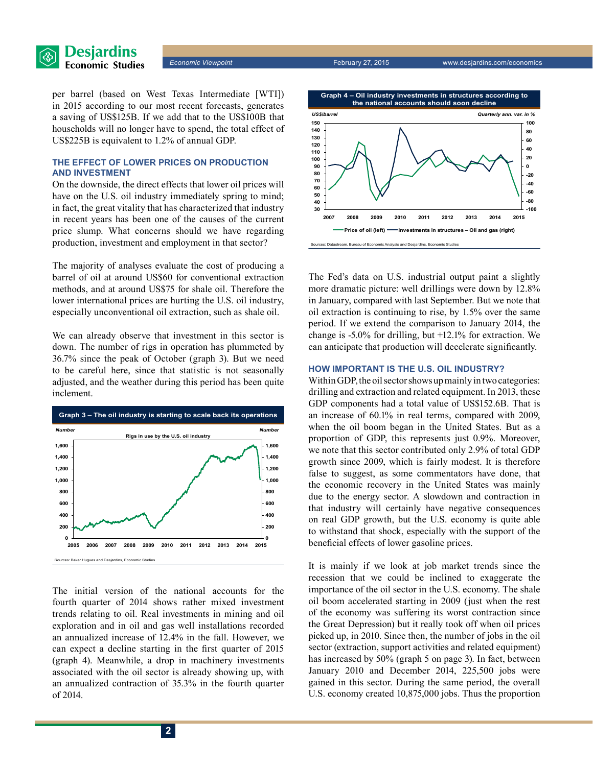per barrel (based on West Texas Intermediate [WTI]) in 2015 according to our most recent forecasts, generates a saving of US$125B. If we add that to the US$100B that households will no longer have to spend, the total effect of US$225B is equivalent to 1.2% of annual GDP.

### THE EFFECT OF LOWER PRICES ON PRODUCTION AND INVESTMENT

On the downside, the direct effects that lower oil prices will have on the U.S. oil industry immediately spring to mind; in fact, the great vitality that has characterized that industry in recent years has been one of the causes of the current price slump. What concerns should we have regarding production, investment and employment in that sector?

The majority of analyses evaluate the cost of producing a barrel of oil at around US$60 for conventional extraction methods, and at around US$75 for shale oil. Therefore the lower international prices are hurting the U.S. oil industry, especially unconventional oil extraction, such as shale oil.

We can already observe that investment in this sector is down. The number of rigs in operation has plummeted by 36.7% since the peak of October (graph 3). But we need to be careful here, since that statistic is not seasonally adjusted, and the weather during this period has been quite inclement.

**Graph 3 – The oil industry is starting to scale back its operations**

Sources: Baker Hugues and Desjardins, Economic Studies

The initial version of the national accounts for the fourth quarter of 2014 shows rather mixed investment trends relating to oil. Real investments in mining and oil exploration and in oil and gas well installations recorded an annualized increase of 12.4% in the fall. However, we can expect a decline starting in the first quarter of 2015 (graph 4). Meanwhile, a drop in machinery investments associated with the oil sector is already showing up, with an annualized contraction of 35.3% in the fourth quarter of 2014.

**Graph 4 – Oil industry investments in structures according to the national accounts should soon decline**

Sources: Datastream, Bureau of Economic Analysis and Desjardins, Economic Studies

The Fed's data on U.S. industrial output paint a slightly more dramatic picture: well drillings were down by 12.8% in January, compared with last September. But we note that oil extraction is continuing to rise, by 1.5% over the same period. If we extend the comparison to January 2014, the change is -5.0% for drilling, but +12.1% for extraction. We can anticipate that production will decelerate significantly.

### HOW IMPORTANT IS THE U.S. OIL INDUSTRY?

Within GDP, the oil sector shows up mainly in two categories: drilling and extraction and related equipment. In 2013, these GDP components had a total value of US$152.6B. That is an increase of 60.1% in real terms, compared with 2009, when the oil boom began in the United States. But as a proportion of GDP, this represents just 0.9%. Moreover, we note that this sector contributed only 2.9% of total GDP growth since 2009, which is fairly modest. It is therefore false to suggest, as some commentators have done, that the economic recovery in the United States was mainly due to the energy sector. A slowdown and contraction in that industry will certainly have negative consequences on real GDP growth, but the U.S. economy is quite able to withstand that shock, especially with the support of the beneficial effects of lower gasoline prices.

It is mainly if we look at job market trends since the recession that we could be inclined to exaggerate the importance of the oil sector in the U.S. economy. The shale oil boom accelerated starting in 2009 (just when the rest of the economy was suffering its worst contraction since the Great Depression) but it really took off when oil prices picked up, in 2010. Since then, the number of jobs in the oil sector (extraction, support activities and related equipment) has increased by 50% (graph 5 on page 3). In fact, between January 2010 and December 2014, 225,500 jobs were gained in this sector. During the same period, the overall U.S. economy created 10,875,000 jobs. Thus the proportion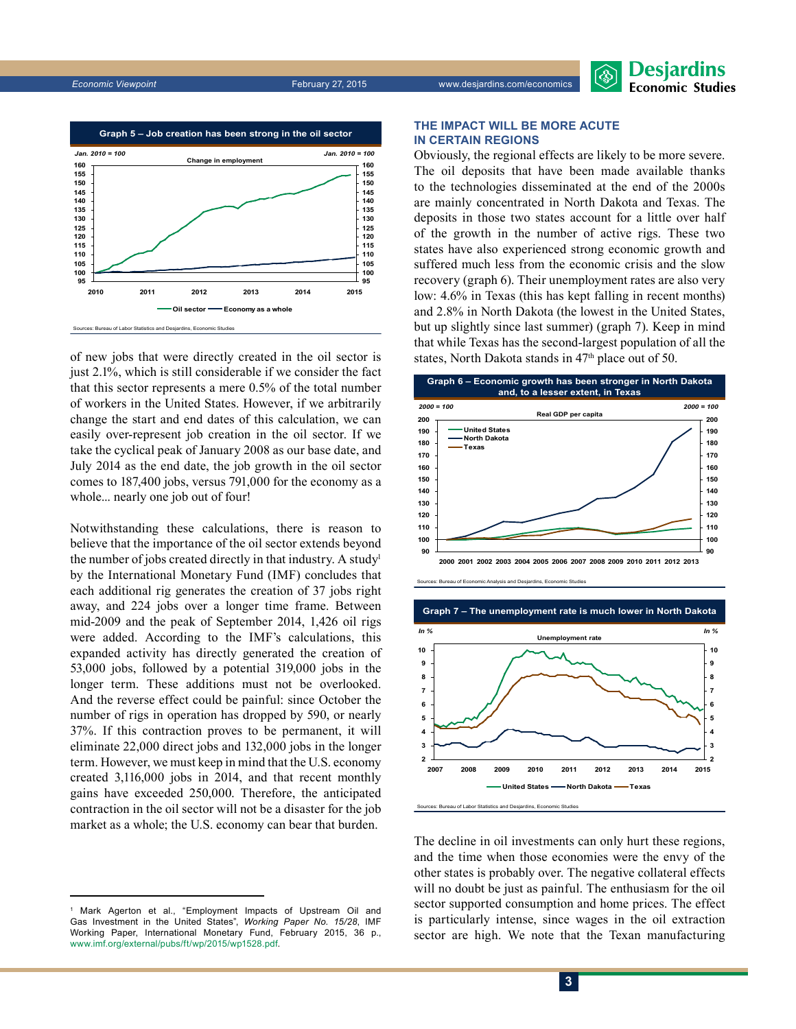**Graph 5 – Job creation has been strong in the oil sector**

Sources: Bureau of Labor Statistics and Desjardins, Economic Studies

of new jobs that were directly created in the oil sector is just 2.1%, which is still considerable if we consider the fact that this sector represents a mere 0.5% of the total number of workers in the United States. However, if we arbitrarily change the start and end dates of this calculation, we can easily over-represent job creation in the oil sector. If we take the cyclical peak of January 2008 as our base date, and July 2014 as the end date, the job growth in the oil sector comes to 187,400 jobs, versus 791,000 for the economy as a whole... nearly one job out of four!

Notwithstanding these calculations, there is reason to believe that the importance of the oil sector extends beyond the number of jobs created directly in that industry. A study[1] by the International Monetary Fund (IMF) concludes that each additional rig generates the creation of 37 jobs right away, and 224 jobs over a longer time frame. Between mid-2009 and the peak of September 2014, 1,426 oil rigs were added. According to the IMF's calculations, this expanded activity has directly generated the creation of 53,000 jobs, followed by a potential 319,000 jobs in the longer term. These additions must not be overlooked. And the reverse effect could be painful: since October the number of rigs in operation has dropped by 590, or nearly 37%. If this contraction proves to be permanent, it will eliminate 22,000 direct jobs and 132,000 jobs in the longer term. However, we must keep in mind that the U.S. economy created 3,116,000 jobs in 2014, and that recent monthly gains have exceeded 250,000. Therefore, the anticipated contraction in the oil sector will not be a disaster for the job market as a whole; the U.S. economy can bear that burden.

## THE IMPACT WILL BE MORE ACUTE IN CERTAIN REGIONS

Obviously, the regional effects are likely to be more severe. The oil deposits that have been made available thanks to the technologies disseminated at the end of the 2000s are mainly concentrated in North Dakota and Texas. The deposits in those two states account for a little over half of the growth in the number of active rigs. These two states have also experienced strong economic growth and suffered much less from the economic crisis and the slow recovery (graph 6). Their unemployment rates are also very low: 4.6% in Texas (this has kept falling in recent months) and 2.8% in North Dakota (the lowest in the United States, but up slightly since last summer) (graph 7). Keep in mind that while Texas has the second-largest population of all the states, North Dakota stands in 47th place out of 50.

**Graph 6 – Economic growth has been stronger in North Dakota and, to a lesser extent, in Texas**

Sources: Bureau of Economic Analysis and Desjardins, Economic Studies

**Graph 7 – The unemployment rate is much lower in North Dakota**

Sources: Bureau of Labor Statistics and Desjardins, Economic Studies

The decline in oil investments can only hurt these regions, and the time when those economies were the envy of the other states is probably over. The negative collateral effects will no doubt be just as painful. The enthusiasm for the oil sector supported consumption and home prices. The effect is particularly intense, since wages in the oil extraction sector are high. We note that the Texan manufacturing

---

[1] Mark Agerton et al., "Employment Impacts of Upstream Oil and Gas Investment in the United States", *Working Paper No. 15/28*, IMF Working Paper, International Monetary Fund, February 2015, 36 p., www.imf.org/external/pubs/ft/wp/2015/wp1528.pdf.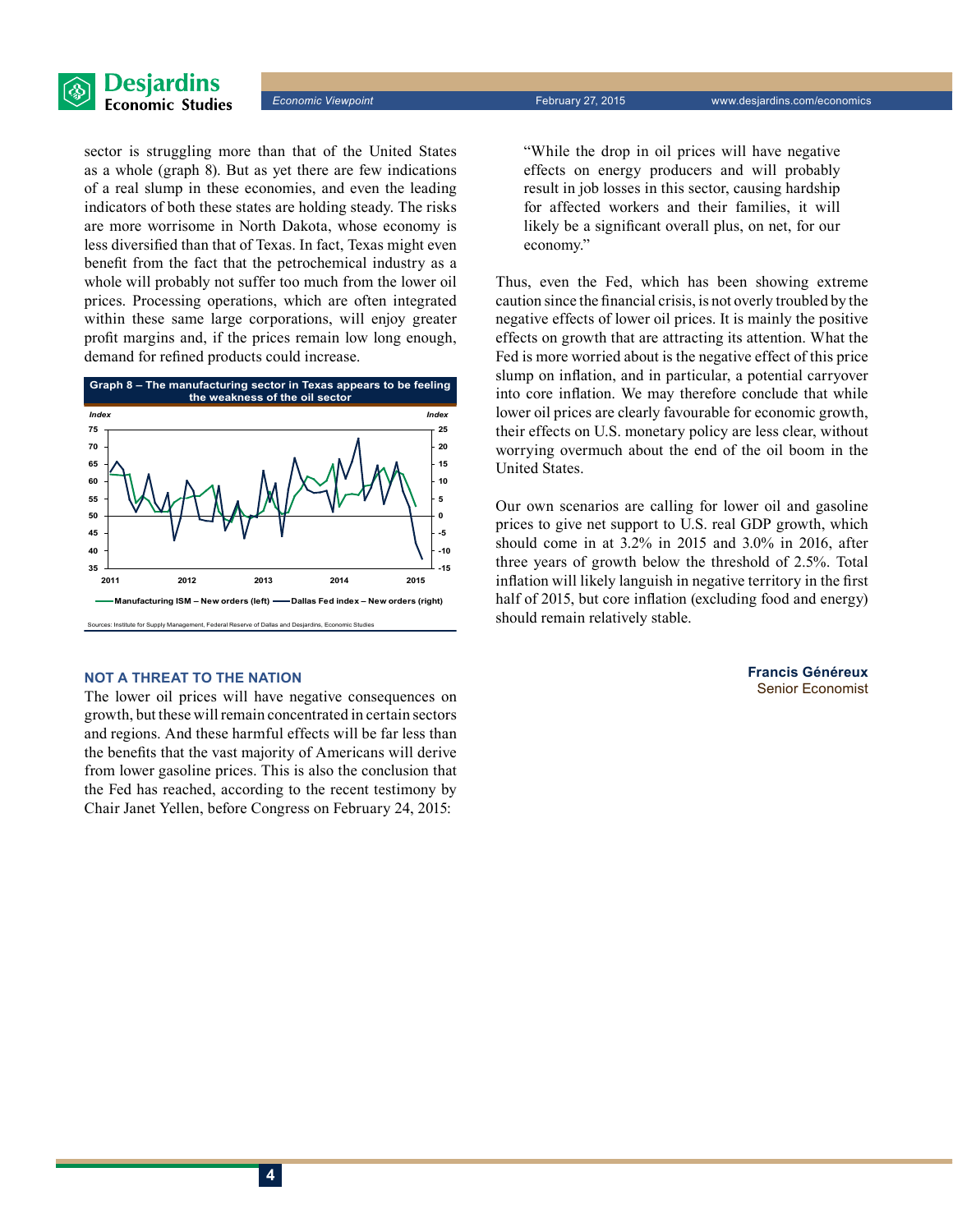sector is struggling more than that of the United States as a whole (graph 8). But as yet there are few indications of a real slump in these economies, and even the leading indicators of both these states are holding steady. The risks are more worrisome in North Dakota, whose economy is less diversified than that of Texas. In fact, Texas might even benefit from the fact that the petrochemical industry as a whole will probably not suffer too much from the lower oil prices. Processing operations, which are often integrated within these same large corporations, will enjoy greater profit margins and, if the prices remain low long enough, demand for refined products could increase.

**Graph 8 – The manufacturing sector in Texas appears to be feeling the weakness of the oil sector**

Index
75
70
65
60
55
50
45
40
35

Index
25
20
15
10
5
0
-5
-10
-15

2011
2012
2013
2014
2015

Manufacturing ISM – New orders (left)
Dallas Fed index – New orders (right)

Sources: Institute for Supply Management, Federal Reserve of Dallas and Desjardins, Economic Studies

## NOT A THREAT TO THE NATION

The lower oil prices will have negative consequences on growth, but these will remain concentrated in certain sectors and regions. And these harmful effects will be far less than the benefits that the vast majority of Americans will derive from lower gasoline prices. This is also the conclusion that the Fed has reached, according to the recent testimony by Chair Janet Yellen, before Congress on February 24, 2015:

> "While the drop in oil prices will have negative effects on energy producers and will probably result in job losses in this sector, causing hardship for affected workers and their families, it will likely be a significant overall plus, on net, for our economy."

Thus, even the Fed, which has been showing extreme caution since the financial crisis, is not overly troubled by the negative effects of lower oil prices. It is mainly the positive effects on growth that are attracting its attention. What the Fed is more worried about is the negative effect of this price slump on inflation, and in particular, a potential carryover into core inflation. We may therefore conclude that while lower oil prices are clearly favourable for economic growth, their effects on U.S. monetary policy are less clear, without worrying overmuch about the end of the oil boom in the United States.

Our own scenarios are calling for lower oil and gasoline prices to give net support to U.S. real GDP growth, which should come in at 3.2% in 2015 and 3.0% in 2016, after three years of growth below the threshold of 2.5%. Total inflation will likely languish in negative territory in the first half of 2015, but core inflation (excluding food and energy) should remain relatively stable.

**Francis Généreux**
Senior Economist